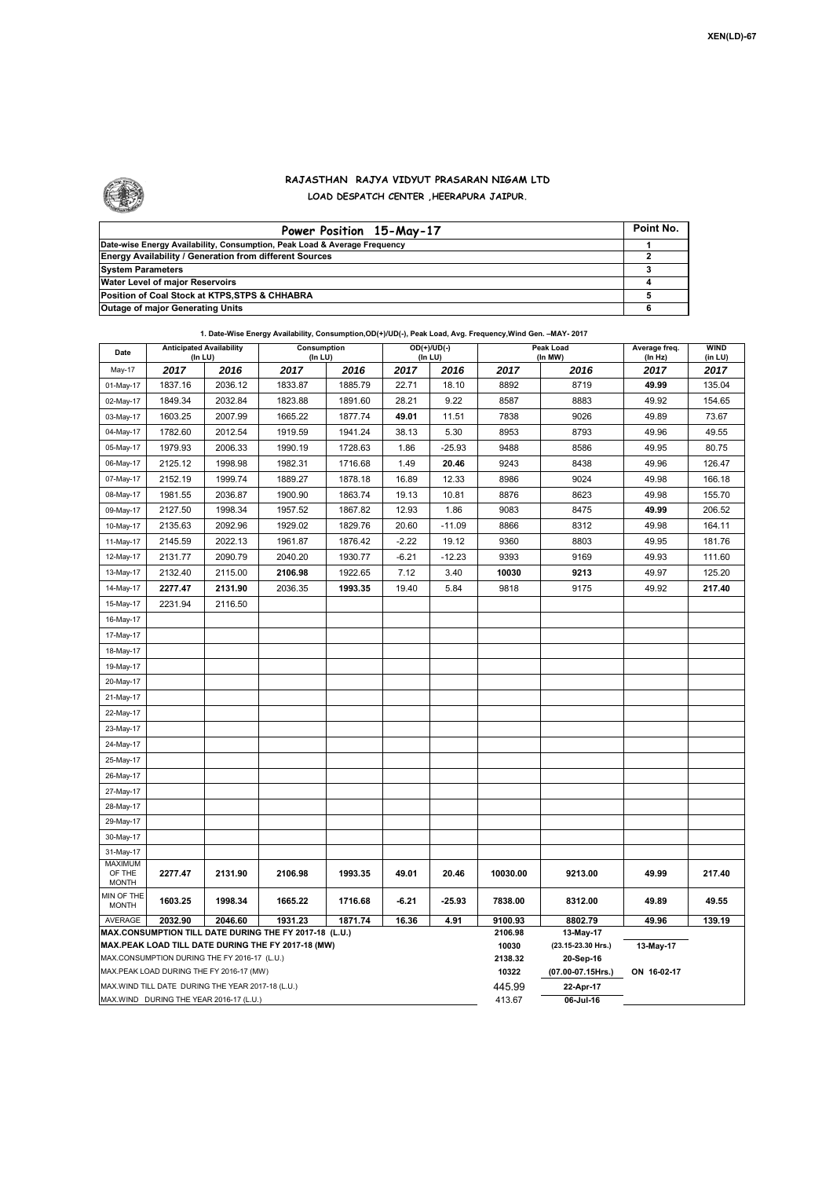XEN(LD)-67

# RAJASTHAN RAJYA VIDYUT PRASARAN NIGAM LTD

## LOAD DESPATCH CENTER ,HEERAPURA JAIPUR.

| Power Position 15-May-17 | Point No. |
|---|---|
| Date-wise Energy Availability, Consumption, Peak Load & Average Frequency | 1 |
| Energy Availability / Generation from different Sources | 2 |
| System Parameters | 3 |
| Water Level of major Reservoirs | 4 |
| Position of Coal Stock at KTPS,STPS & CHHABRA | 5 |
| Outage of major Generating Units | 6 |

**1. Date-Wise Energy Availability, Consumption,OD(+)/UD(-), Peak Load, Avg. Frequency,Wind Gen. –MAY- 2017**

| Date | Anticipated Availability (In LU) | | Consumption (In LU) | | OD(+)/UD(-) (In LU) | | Peak Load (In MW) | | Average freq. (In Hz) | WIND (in LU) |
|---|---|---|---|---|---|---|---|---|---|---|
| May-17 | 2017 | 2016 | 2017 | 2016 | 2017 | 2016 | 2017 | 2016 | 2017 | 2017 |
| 01-May-17 | 1837.16 | 2036.12 | 1833.87 | 1885.79 | 22.71 | 18.10 | 8892 | 8719 | **49.99** | 135.04 |
| 02-May-17 | 1849.34 | 2032.84 | 1823.88 | 1891.60 | 28.21 | 9.22 | 8587 | 8883 | 49.92 | 154.65 |
| 03-May-17 | 1603.25 | 2007.99 | 1665.22 | 1877.74 | **49.01** | 11.51 | 7838 | 9026 | 49.89 | 73.67 |
| 04-May-17 | 1782.60 | 2012.54 | 1919.59 | 1941.24 | 38.13 | 5.30 | 8953 | 8793 | 49.96 | 49.55 |
| 05-May-17 | 1979.93 | 2006.33 | 1990.19 | 1728.63 | 1.86 | -25.93 | 9488 | 8586 | 49.95 | 80.75 |
| 06-May-17 | 2125.12 | 1998.98 | 1982.31 | 1716.68 | 1.49 | **20.46** | 9243 | 8438 | 49.96 | 126.47 |
| 07-May-17 | 2152.19 | 1999.74 | 1889.27 | 1878.18 | 16.89 | 12.33 | 8986 | 9024 | 49.98 | 166.18 |
| 08-May-17 | 1981.55 | 2036.87 | 1900.90 | 1863.74 | 19.13 | 10.81 | 8876 | 8623 | 49.98 | 155.70 |
| 09-May-17 | 2127.50 | 1998.34 | 1957.52 | 1867.82 | 12.93 | 1.86 | 9083 | 8475 | **49.99** | 206.52 |
| 10-May-17 | 2135.63 | 2092.96 | 1929.02 | 1829.76 | 20.60 | -11.09 | 8866 | 8312 | 49.98 | 164.11 |
| 11-May-17 | 2145.59 | 2022.13 | 1961.87 | 1876.42 | -2.22 | 19.12 | 9360 | 8803 | 49.95 | 181.76 |
| 12-May-17 | 2131.77 | 2090.79 | 2040.20 | 1930.77 | -6.21 | -12.23 | 9393 | 9169 | 49.93 | 111.60 |
| 13-May-17 | 2132.40 | 2115.00 | **2106.98** | 1922.65 | 7.12 | 3.40 | **10030** | **9213** | 49.97 | 125.20 |
| 14-May-17 | **2277.47** | **2131.90** | 2036.35 | **1993.35** | 19.40 | 5.84 | 9818 | 9175 | 49.92 | **217.40** |
| 15-May-17 | 2231.94 | 2116.50 | | | | | | | | |
| 16-May-17 | | | | | | | | | | |
| 17-May-17 | | | | | | | | | | |
| 18-May-17 | | | | | | | | | | |
| 19-May-17 | | | | | | | | | | |
| 20-May-17 | | | | | | | | | | |
| 21-May-17 | | | | | | | | | | |
| 22-May-17 | | | | | | | | | | |
| 23-May-17 | | | | | | | | | | |
| 24-May-17 | | | | | | | | | | |
| 25-May-17 | | | | | | | | | | |
| 26-May-17 | | | | | | | | | | |
| 27-May-17 | | | | | | | | | | |
| 28-May-17 | | | | | | | | | | |
| 29-May-17 | | | | | | | | | | |
| 30-May-17 | | | | | | | | | | |
| 31-May-17 | | | | | | | | | | |
| MAXIMUM OF THE MONTH | **2277.47** | **2131.90** | **2106.98** | **1993.35** | **49.01** | **20.46** | **10030.00** | **9213.00** | **49.99** | **217.40** |
| MIN OF THE MONTH | **1603.25** | **1998.34** | **1665.22** | **1716.68** | **-6.21** | **-25.93** | **7838.00** | **8312.00** | **49.89** | **49.55** |
| AVERAGE | **2032.90** | **2046.60** | **1931.23** | **1871.74** | **16.36** | **4.91** | **9100.93** | **8802.79** | **49.96** | **139.19** |
| MAX.CONSUMPTION TILL DATE DURING THE FY 2017-18 (L.U.) | | | | | | | 2106.98 | 13-May-17 | | |
| MAX.PEAK LOAD TILL DATE DURING THE FY 2017-18 (MW) | | | | | | | 10030 | (23.15-23.30 Hrs.) | 13-May-17 | |
| MAX.CONSUMPTION DURING THE FY 2016-17 (L.U.) | | | | | | | 2138.32 | 20-Sep-16 | | |
| MAX.PEAK LOAD DURING THE FY 2016-17 (MW) | | | | | | | 10322 | (07.00-07.15Hrs.) | ON 16-02-17 | |
| MAX.WIND TILL DATE DURING THE YEAR 2017-18 (L.U.) | | | | | | | 445.99 | 22-Apr-17 | | |
| MAX.WIND DURING THE YEAR 2016-17 (L.U.) | | | | | | | 413.67 | 06-Jul-16 | | |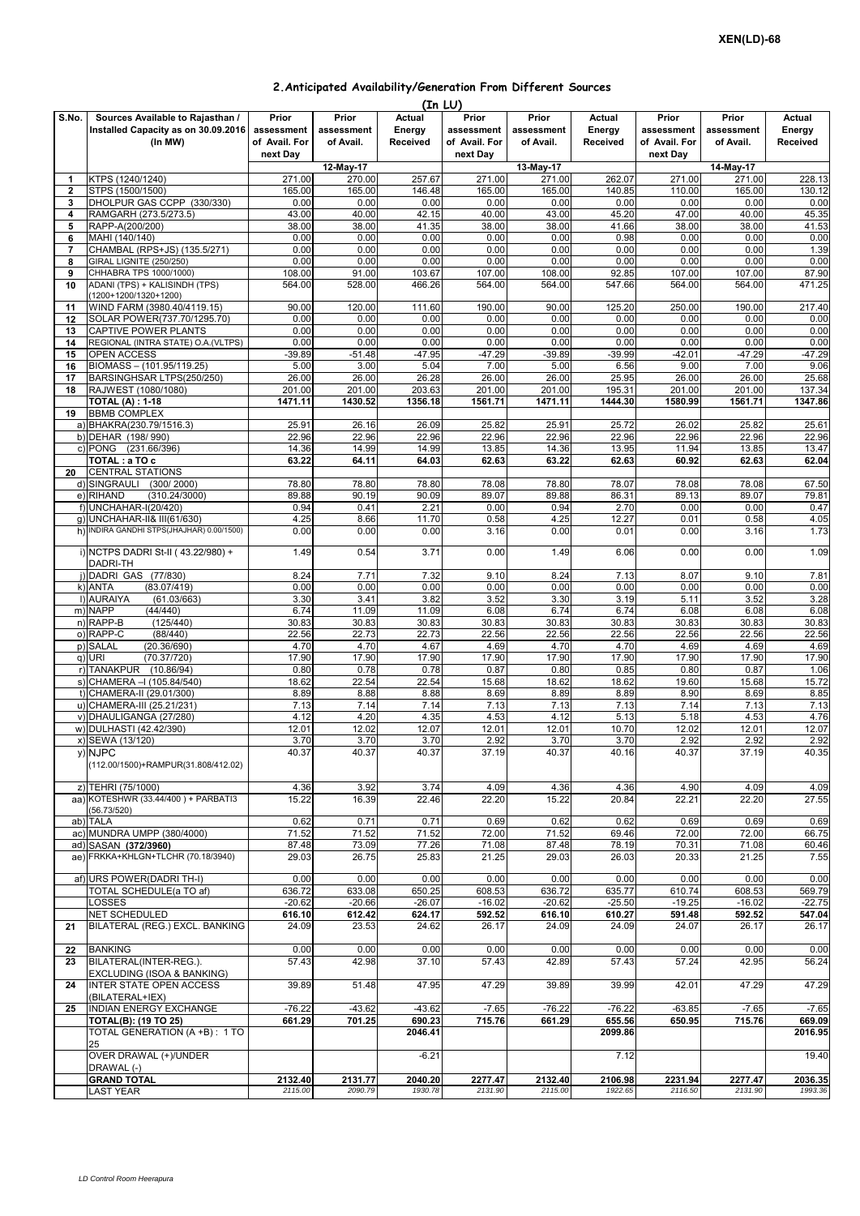XEN(LD)-68

## 2.Anticipated Availability/Generation From Different Sources

(In LU)

| S.No. | Sources Available to Rajasthan / Installed Capacity as on 30.09.2016 (In MW) | Prior assessment of Avail. For next Day | Prior assessment of Avail. | Actual Energy Received | Prior assessment of Avail. For next Day | Prior assessment of Avail. | Actual Energy Received | Prior assessment of Avail. For next Day | Prior assessment of Avail. | Actual Energy Received |
|---|---|---|---|---|---|---|---|---|---|---|
| | | | 12-May-17 | | | 13-May-17 | | | 14-May-17 | |
| 1 | KTPS (1240/1240) | 271.00 | 270.00 | 257.67 | 271.00 | 271.00 | 262.07 | 271.00 | 271.00 | 228.13 |
| 2 | STPS (1500/1500) | 165.00 | 165.00 | 146.48 | 165.00 | 165.00 | 140.85 | 110.00 | 165.00 | 130.12 |
| 3 | DHOLPUR GAS CCPP (330/330) | 0.00 | 0.00 | 0.00 | 0.00 | 0.00 | 0.00 | 0.00 | 0.00 | 0.00 |
| 4 | RAMGARH (273.5/273.5) | 43.00 | 40.00 | 42.15 | 40.00 | 43.00 | 45.20 | 47.00 | 40.00 | 45.35 |
| 5 | RAPP-A(200/200) | 38.00 | 38.00 | 41.35 | 38.00 | 38.00 | 41.66 | 38.00 | 38.00 | 41.53 |
| 6 | MAHI (140/140) | 0.00 | 0.00 | 0.00 | 0.00 | 0.00 | 0.98 | 0.00 | 0.00 | 0.00 |
| 7 | CHAMBAL (RPS+JS) (135.5/271) | 0.00 | 0.00 | 0.00 | 0.00 | 0.00 | 0.00 | 0.00 | 0.00 | 1.39 |
| 8 | GIRAL LIGNITE (250/250) | 0.00 | 0.00 | 0.00 | 0.00 | 0.00 | 0.00 | 0.00 | 0.00 | 0.00 |
| 9 | CHHABRA TPS 1000/1000) | 108.00 | 91.00 | 103.67 | 107.00 | 108.00 | 92.85 | 107.00 | 107.00 | 87.90 |
| 10 | ADANI (TPS) + KALISINDH (TPS) (1200+1200/1320+1200) | 564.00 | 528.00 | 466.26 | 564.00 | 564.00 | 547.66 | 564.00 | 564.00 | 471.25 |
| 11 | WIND FARM (3980.40/4119.15) | 90.00 | 120.00 | 111.60 | 190.00 | 90.00 | 125.20 | 250.00 | 190.00 | 217.40 |
| 12 | SOLAR POWER(737.70/1295.70) | 0.00 | 0.00 | 0.00 | 0.00 | 0.00 | 0.00 | 0.00 | 0.00 | 0.00 |
| 13 | CAPTIVE POWER PLANTS | 0.00 | 0.00 | 0.00 | 0.00 | 0.00 | 0.00 | 0.00 | 0.00 | 0.00 |
| 14 | REGIONAL (INTRA STATE) O.A.(VLTPS) | 0.00 | 0.00 | 0.00 | 0.00 | 0.00 | 0.00 | 0.00 | 0.00 | 0.00 |
| 15 | OPEN ACCESS | -39.89 | -51.48 | -47.95 | -47.29 | -39.89 | -39.99 | -42.01 | -47.29 | -47.29 |
| 16 | BIOMASS – (101.95/119.25) | 5.00 | 3.00 | 5.04 | 7.00 | 5.00 | 6.56 | 9.00 | 7.00 | 9.06 |
| 17 | BARSINGHSAR LTPS(250/250) | 26.00 | 26.00 | 26.28 | 26.00 | 26.00 | 25.95 | 26.00 | 26.00 | 25.68 |
| 18 | RAJWEST (1080/1080) | 201.00 | 201.00 | 203.63 | 201.00 | 201.00 | 195.31 | 201.00 | 201.00 | 137.34 |
| | **TOTAL (A) : 1-18** | **1471.11** | **1430.52** | **1356.18** | **1561.71** | **1471.11** | **1444.30** | **1580.99** | **1561.71** | **1347.86** |
| 19 | BBMB COMPLEX | | | | | | | | | |
| | a) BHAKRA(230.79/1516.3) | 25.91 | 26.16 | 26.09 | 25.82 | 25.91 | 25.72 | 26.02 | 25.82 | 25.61 |
| | b) DEHAR (198/ 990) | 22.96 | 22.96 | 22.96 | 22.96 | 22.96 | 22.96 | 22.96 | 22.96 | 22.96 |
| | c) PONG (231.66/396) | 14.36 | 14.99 | 14.99 | 13.85 | 14.36 | 13.95 | 11.94 | 13.85 | 13.47 |
| | **TOTAL : a TO c** | **63.22** | **64.11** | **64.03** | **62.63** | **63.22** | **62.63** | **60.92** | **62.63** | **62.04** |
| 20 | CENTRAL STATIONS | | | | | | | | | |
| | d) SINGRAULI (300/ 2000) | 78.80 | 78.80 | 78.80 | 78.08 | 78.80 | 78.07 | 78.08 | 78.08 | 67.50 |
| | e) RIHAND (310.24/3000) | 89.88 | 90.19 | 90.09 | 89.07 | 89.88 | 86.31 | 89.13 | 89.07 | 79.81 |
| | f) UNCHAHAR-I(20/420) | 0.94 | 0.41 | 2.21 | 0.00 | 0.94 | 2.70 | 0.00 | 0.00 | 0.47 |
| | g) UNCHAHAR-II& III(61/630) | 4.25 | 8.66 | 11.70 | 0.58 | 4.25 | 12.27 | 0.01 | 0.58 | 4.05 |
| | h) INDIRA GANDHI STPS(JHAJHAR) 0.00/1500) | 0.00 | 0.00 | 0.00 | 3.16 | 0.00 | 0.01 | 0.00 | 3.16 | 1.73 |
| | i) NCTPS DADRI St-II ( 43.22/980) + DADRI-TH | 1.49 | 0.54 | 3.71 | 0.00 | 1.49 | 6.06 | 0.00 | 0.00 | 1.09 |
| | j) DADRI GAS (77/830) | 8.24 | 7.71 | 7.32 | 9.10 | 8.24 | 7.13 | 8.07 | 9.10 | 7.81 |
| | k) ANTA (83.07/419) | 0.00 | 0.00 | 0.00 | 0.00 | 0.00 | 0.00 | 0.00 | 0.00 | 0.00 |
| | l) AURAIYA (61.03/663) | 3.30 | 3.41 | 3.82 | 3.52 | 3.30 | 3.19 | 5.11 | 3.52 | 3.28 |
| | m) NAPP (44/440) | 6.74 | 11.09 | 11.09 | 6.08 | 6.74 | 6.74 | 6.08 | 6.08 | 6.08 |
| | n) RAPP-B (125/440) | 30.83 | 30.83 | 30.83 | 30.83 | 30.83 | 30.83 | 30.83 | 30.83 | 30.83 |
| | o) RAPP-C (88/440) | 22.56 | 22.73 | 22.73 | 22.56 | 22.56 | 22.56 | 22.56 | 22.56 | 22.56 |
| | p) SALAL (20.36/690) | 4.70 | 4.70 | 4.67 | 4.69 | 4.70 | 4.70 | 4.69 | 4.69 | 4.69 |
| | q) URI (70.37/720) | 17.90 | 17.90 | 17.90 | 17.90 | 17.90 | 17.90 | 17.90 | 17.90 | 17.90 |
| | r) TANAKPUR (10.86/94) | 0.80 | 0.78 | 0.78 | 0.87 | 0.80 | 0.85 | 0.80 | 0.87 | 1.06 |
| | s) CHAMERA –I (105.84/540) | 18.62 | 22.54 | 22.54 | 15.68 | 18.62 | 18.62 | 19.60 | 15.68 | 15.72 |
| | t) CHAMERA-II (29.01/300) | 8.89 | 8.88 | 8.88 | 8.69 | 8.89 | 8.89 | 8.90 | 8.69 | 8.85 |
| | u) CHAMERA-III (25.21/231) | 7.13 | 7.14 | 7.14 | 7.13 | 7.13 | 7.13 | 7.14 | 7.13 | 7.13 |
| | v) DHAULIGANGA (27/280) | 4.12 | 4.20 | 4.35 | 4.53 | 4.12 | 5.13 | 5.18 | 4.53 | 4.76 |
| | w) DULHASTI (42.42/390) | 12.01 | 12.02 | 12.07 | 12.01 | 12.01 | 10.70 | 12.02 | 12.01 | 12.07 |
| | x) SEWA (13/120) | 3.70 | 3.70 | 3.70 | 2.92 | 3.70 | 3.70 | 2.92 | 2.92 | 2.92 |
| | y) NJPC (112.00/1500)+RAMPUR(31.808/412.02) | 40.37 | 40.37 | 40.37 | 37.19 | 40.37 | 40.16 | 40.37 | 37.19 | 40.35 |
| | z) TEHRI (75/1000) | 4.36 | 3.92 | 3.74 | 4.09 | 4.36 | 4.36 | 4.90 | 4.09 | 4.09 |
| | aa) KOTESHWR (33.44/400 ) + PARBATI3 (56.73/520) | 15.22 | 16.39 | 22.46 | 22.20 | 15.22 | 20.84 | 22.21 | 22.20 | 27.55 |
| | ab) TALA | 0.62 | 0.71 | 0.71 | 0.69 | 0.62 | 0.62 | 0.69 | 0.69 | 0.69 |
| | ac) MUNDRA UMPP (380/4000) | 71.52 | 71.52 | 71.52 | 72.00 | 71.52 | 69.46 | 72.00 | 72.00 | 66.75 |
| | ad) SASAN **(372/3960)** | 87.48 | 73.09 | 77.26 | 71.08 | 87.48 | 78.19 | 70.31 | 71.08 | 60.46 |
| | ae) FRKKA+KHLGN+TLCHR (70.18/3940) | 29.03 | 26.75 | 25.83 | 21.25 | 29.03 | 26.03 | 20.33 | 21.25 | 7.55 |
| | af) URS POWER(DADRI TH-I) | 0.00 | 0.00 | 0.00 | 0.00 | 0.00 | 0.00 | 0.00 | 0.00 | 0.00 |
| | TOTAL SCHEDULE(a TO af) | 636.72 | 633.08 | 650.25 | 608.53 | 636.72 | 635.77 | 610.74 | 608.53 | 569.79 |
| | LOSSES | -20.62 | -20.66 | -26.07 | -16.02 | -20.62 | -25.50 | -19.25 | -16.02 | -22.75 |
| | **NET SCHEDULED** | **616.10** | **612.42** | **624.17** | **592.52** | **616.10** | **610.27** | **591.48** | **592.52** | **547.04** |
| 21 | BILATERAL (REG.) EXCL. BANKING | 24.09 | 23.53 | 24.62 | 26.17 | 24.09 | 24.09 | 24.07 | 26.17 | 26.17 |
| 22 | BANKING | 0.00 | 0.00 | 0.00 | 0.00 | 0.00 | 0.00 | 0.00 | 0.00 | 0.00 |
| 23 | BILATERAL(INTER-REG.). EXCLUDING (ISOA & BANKING) | 57.43 | 42.98 | 37.10 | 57.43 | 42.89 | 57.43 | 57.24 | 42.95 | 56.24 |
| 24 | INTER STATE OPEN ACCESS (BILATERAL+IEX) | 39.89 | 51.48 | 47.95 | 47.29 | 39.89 | 39.99 | 42.01 | 47.29 | 47.29 |
| 25 | INDIAN ENERGY EXCHANGE | -76.22 | -43.62 | -43.62 | -7.65 | -76.22 | -76.22 | -63.85 | -7.65 | -7.65 |
| | **TOTAL(B): (19 TO 25)** | **661.29** | **701.25** | **690.23** | **715.76** | **661.29** | **655.56** | **650.95** | **715.76** | **669.09** |
| | TOTAL GENERATION (A +B) : 1 TO 25 | | | **2046.41** | | | **2099.86** | | | **2016.95** |
| | OVER DRAWAL (+)/UNDER DRAWAL (-) | | | -6.21 | | | 7.12 | | | 19.40 |
| | **GRAND TOTAL** | **2132.40** | **2131.77** | **2040.20** | **2277.47** | **2132.40** | **2106.98** | **2231.94** | **2277.47** | **2036.35** |
| | LAST YEAR | *2115.00* | *2090.79* | *1930.78* | *2131.90* | *2115.00* | *1922.65* | *2116.50* | *2131.90* | *1993.36* |

*LD Control Room Heerapura*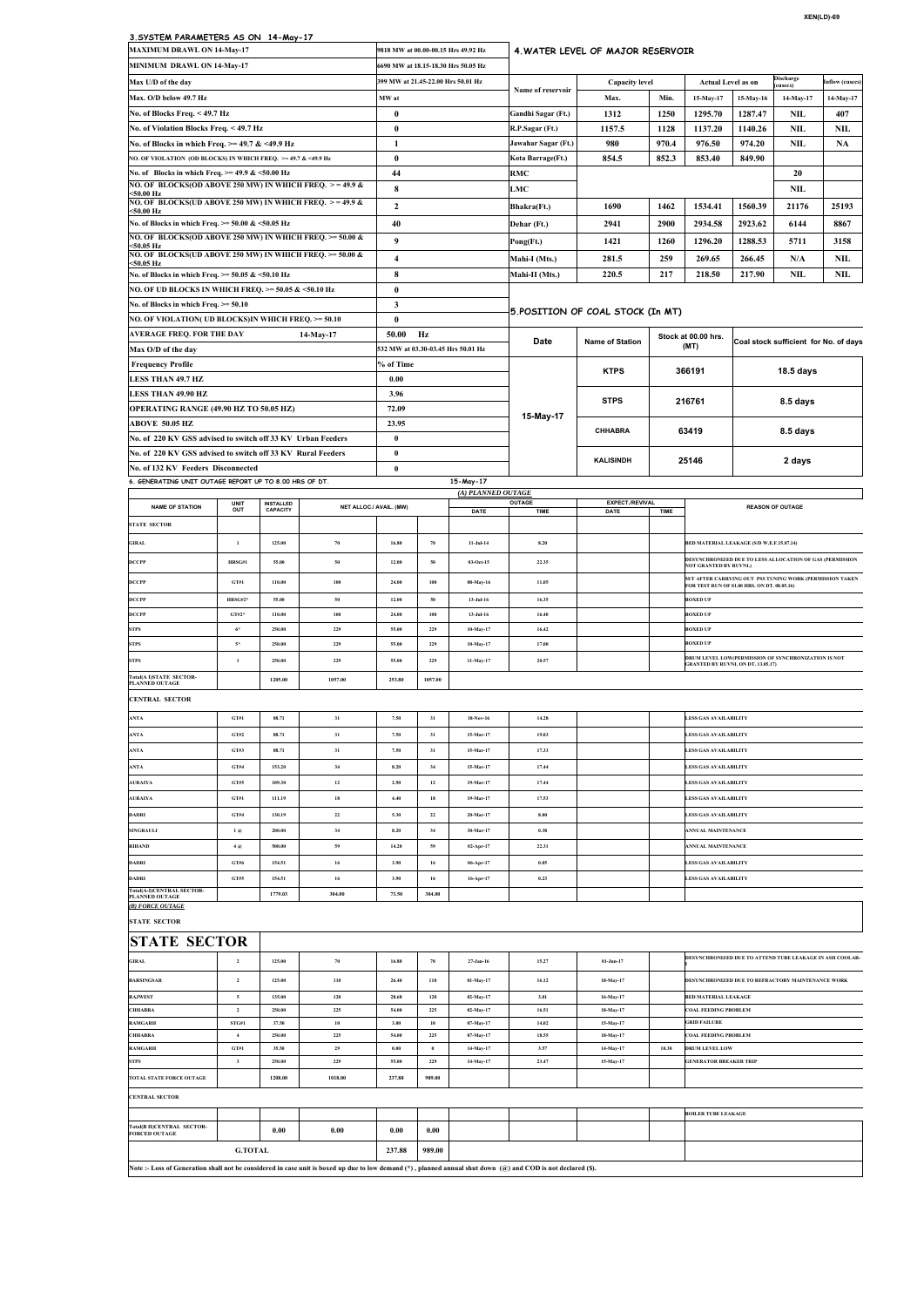XEN(LD)-69

## 3.SYSTEM PARAMETERS AS ON 14-May-17

| | |
|---|---|
| MAXIMUM DRAWL ON 14-May-17 | 9818 MW at 00.00-00.15 Hrs 49.92 Hz |
| MINIMUM DRAWL ON 14-May-17 | 6690 MW at 18.15-18.30 Hrs 50.05 Hz |
| Max U/D of the day | 399 MW at 21.45-22.00 Hrs 50.01 Hz |
| Max. O/D below 49.7 Hz | MW at |
| No. of Blocks Freq. < 49.7 Hz | 0 |
| No. of Violation Blocks Freq. < 49.7 Hz | 0 |
| No. of Blocks in which Freq. >= 49.7 & <49.9 Hz | 1 |
| NO. OF VIOLATION (OD BLOCKS) IN WHICH FREQ. >= 49.7 & <49.9 Hz | 0 |
| No. of Blocks in which Freq. >= 49.9 & <50.00 Hz | 44 |
| NO. OF BLOCKS(OD ABOVE 250 MW) IN WHICH FREQ. > = 49.9 & <50.00 Hz | 8 |
| NO. OF BLOCKS(UD ABOVE 250 MW) IN WHICH FREQ. > = 49.9 & <50.00 Hz | 2 |
| No. of Blocks in which Freq. >= 50.00 & <50.05 Hz | 40 |
| NO. OF BLOCKS(OD ABOVE 250 MW) IN WHICH FREQ. >= 50.00 & <50.05 Hz | 9 |
| NO. OF BLOCKS(UD ABOVE 250 MW) IN WHICH FREQ. >= 50.00 & <50.05 Hz | 4 |
| No. of Blocks in which Freq. >= 50.05 & <50.10 Hz | 8 |
| NO. OF UD BLOCKS IN WHICH FREQ. >= 50.05 & <50.10 Hz | 0 |
| No. of Blocks in which Freq. >= 50.10 | 3 |
| NO. OF VIOLATION( UD BLOCKS)IN WHICH FREQ. >= 50.10 | 0 |
| AVERAGE FREQ. FOR THE DAY 14-May-17 | 50.00 Hz |
| Max O/D of the day | 532 MW at 03.30-03.45 Hrs 50.01 Hz |
| Frequency Profile | % of Time |
| LESS THAN 49.7 HZ | 0.00 |
| LESS THAN 49.90 HZ | 3.96 |
| OPERATING RANGE (49.90 HZ TO 50.05 HZ) | 72.09 |
| ABOVE 50.05 HZ | 23.95 |
| No. of 220 KV GSS advised to switch off 33 KV Urban Feeders | 0 |
| No. of 220 KV GSS advised to switch off 33 KV Rural Feeders | 0 |
| No. of 132 KV Feeders Disconnected | 0 |

## 4.WATER LEVEL OF MAJOR RESERVOIR

| Name of reservoir | Capacity level Max. | Min. | Actual Level as on 15-May-17 | 15-May-16 | Discharge (cusecs) 14-May-17 | Inflow (cusecs) 14-May-17 |
|---|---|---|---|---|---|---|
| Gandhi Sagar (Ft.) | 1312 | 1250 | 1295.70 | 1287.47 | NIL | 407 |
| R.P.Sagar (Ft.) | 1157.5 | 1128 | 1137.20 | 1140.26 | NIL | NIL |
| Jawahar Sagar (Ft.) | 980 | 970.4 | 976.50 | 974.20 | NIL | NA |
| Kota Barrage(Ft.) | 854.5 | 852.3 | 853.40 | 849.90 | | |
| RMC | | | | | 20 | |
| LMC | | | | | NIL | |
| Bhakra(Ft.) | 1690 | 1462 | 1534.41 | 1560.39 | 21176 | 25193 |
| Dehar (Ft.) | 2941 | 2900 | 2934.58 | 2923.62 | 6144 | 8867 |
| Pong(Ft.) | 1421 | 1260 | 1296.20 | 1288.53 | 5711 | 3158 |
| Mahi-I (Mts.) | 281.5 | 259 | 269.65 | 266.45 | N/A | NIL |
| Mahi-II (Mts.) | 220.5 | 217 | 218.50 | 217.90 | NIL | NIL |

## 5.POSITION OF COAL STOCK (In MT)

| Date | Name of Station | Stock at 00.00 hrs. (MT) | Coal stock sufficient for No. of days |
|---|---|---|---|
| 15-May-17 | KTPS | 366191 | 18.5 days |
| | STPS | 216761 | 8.5 days |
| | CHHABRA | 63419 | 8.5 days |
| | KALISINDH | 25146 | 2 days |

## 6. GENERATING UNIT OUTAGE REPORT UP TO 8.00 HRS OF DT. 15-May-17

### (A) PLANNED OUTAGE

| NAME OF STATION | UNIT OUT | INSTALLED CAPACITY | NET ALLOC./ AVAIL. (MW) | | | OUTAGE DATE | OUTAGE TIME | EXPECT./REVIVAL DATE | TIME | REASON OF OUTAGE |
|---|---|---|---|---|---|---|---|---|---|---|
| **STATE SECTOR** | | | | | | | | | | |
| GIRAL | 1 | 125.00 | 70 | 16.80 | 70 | 11-Jul-14 | 8.20 | | | BED MATERIAL LEAKAGE (S/D W.E.F.15.07.14) |
| DCCPP | HRSG#1 | 55.00 | 50 | 12.00 | 50 | 03-Oct-15 | 22.35 | | | DESYNCHRONIZED DUE TO LESS ALLOCATION OF GAS (PERMISSION NOT GRANTED BY RUVNL) |
| DCCPP | GT#1 | 110.00 | 100 | 24.00 | 100 | 08-May-16 | 11.05 | | | S/T AFTER CARRYING OUT PSS TUNING WORK (PERMISSION TAKEN FOR TEST RUN OF 01.00 HRS. ON DT. 08.05.16) |
| DCCPP | HRSG#2* | 55.00 | 50 | 12.00 | 50 | 13-Jul-16 | 16.35 | | | BOXED UP |
| DCCPP | GT#2* | 110.00 | 100 | 24.00 | 100 | 13-Jul-16 | 16.40 | | | BOXED UP |
| STPS | 6* | 250.00 | 229 | 55.00 | 229 | 10-May-17 | 16.42 | | | BOXED UP |
| STPS | 5* | 250.00 | 229 | 55.00 | 229 | 10-May-17 | 17.00 | | | BOXED UP |
| STPS | 1 | 250.00 | 229 | 55.00 | 229 | 11-May-17 | 20.57 | | | DRUM LEVEL LOW(PERMISSION OF SYNCHRONIZATION IS NOT GRANTED BY RUVNL ON DT. 13.05.17) |
| Total(A I)STATE SECTOR-PLANNED OUTAGE | | 1205.00 | 1057.00 | 253.80 | 1057.00 | | | | | |
| **CENTRAL SECTOR** | | | | | | | | | | |
| ANTA | GT#1 | 88.71 | 31 | 7.50 | 31 | 18-Nov-16 | 14.28 | | | LESS GAS AVAILABILITY |
| ANTA | GT#2 | 88.71 | 31 | 7.50 | 31 | 15-Mar-17 | 19.03 | | | LESS GAS AVAILABILITY |
| ANTA | GT#3 | 88.71 | 31 | 7.50 | 31 | 15-Mar-17 | 17.33 | | | LESS GAS AVAILABILITY |
| ANTA | GT#4 | 153.20 | 34 | 8.20 | 34 | 15-Mar-17 | 17.44 | | | LESS GAS AVAILABILITY |
| AURAIYA | GT#5 | 109.30 | 12 | 2.90 | 12 | 19-Mar-17 | 17.44 | | | LESS GAS AVAILABILITY |
| AURAIYA | GT#1 | 111.19 | 18 | 4.40 | 18 | 19-Mar-17 | 17.53 | | | LESS GAS AVAILABILITY |
| DADRI | GT#4 | 130.19 | 22 | 5.30 | 22 | 20-Mar-17 | 8.00 | | | LESS GAS AVAILABILITY |
| SINGRAULI | 1 @ | 200.00 | 34 | 8.20 | 34 | 30-Mar-17 | 0.38 | | | ANNUAL MAINTENANCE |
| RIHAND | 4 @ | 500.00 | 59 | 14.20 | 59 | 02-Apr-17 | 22.31 | | | ANNUAL MAINTENANCE |
| DADRI | GT#6 | 154.51 | 16 | 3.90 | 16 | 06-Apr-17 | 0.05 | | | LESS GAS AVAILABILITY |
| DADRI | GT#5 | 154.51 | 16 | 3.90 | 16 | 16-Apr-17 | 0.23 | | | LESS GAS AVAILABILITY |
| Total(A-II)CENTRAL SECTOR-PLANNED OUTAGE | | 1779.03 | 304.00 | 73.50 | 304.00 | | | | | |

### (B) FORCE OUTAGE

**STATE SECTOR**

| NAME OF STATION | UNIT OUT | INSTALLED CAPACITY | NET ALLOC./ AVAIL. (MW) | | | OUTAGE DATE | OUTAGE TIME | EXPECT./REVIVAL DATE | TIME | REASON OF OUTAGE |
|---|---|---|---|---|---|---|---|---|---|---|
| **STATE SECTOR** | | | | | | | | | | |
| GIRAL | 2 | 125.00 | 70 | 16.80 | 70 | 27-Jan-16 | 15.27 | 01-Jun-17 | | DESYNCHRONIZED DUE TO ATTEND TUBE LEAKAGE IN ASH COOLAR-I |
| BARSINGSAR | 2 | 125.00 | 110 | 26.40 | 110 | 01-May-17 | 16.12 | 18-May-17 | | DESYNCHRONIZED DUE TO REFRACTORY MAINTENANCE WORK |
| RAJWEST | 5 | 135.00 | 120 | 28.68 | 120 | 02-May-17 | 3.01 | 16-May-17 | | BED MATERIAL LEAKAGE |
| CHHABRA | 2 | 250.00 | 225 | 54.00 | 225 | 02-May-17 | 16.51 | 18-May-17 | | COAL FEEDING PROBLEM |
| RAMGARH | STG#1 | 37.50 | 10 | 3.00 | 10 | 07-May-17 | 14.02 | 15-May-17 | | GRID FAILURE |
| CHHABRA | 4 | 250.00 | 225 | 54.00 | 225 | 07-May-17 | 18.55 | 18-May-17 | | COAL FEEDING PROBLEM |
| RAMGARH | GT#1 | 35.50 | 29 | 0.00 | 0 | 14-May-17 | 3.57 | 14-May-17 | 10.30 | DRUM LEVEL LOW |
| STPS | 3 | 250.00 | 229 | 55.00 | 229 | 14-May-17 | 23.47 | 15-May-17 | | GENERATOR BREAKER TRIP |
| TOTAL STATE FORCE OUTAGE | | 1208.00 | 1018.00 | 237.88 | 989.00 | | | | | |
| **CENTRAL SECTOR** | | | | | | | | | | |
| | | | | | | | | | | BOILER TUBE LEAKAGE |
| Total(B II)CENTRAL SECTOR-FORCED OUTAGE | | 0.00 | 0.00 | 0.00 | 0.00 | | | | | |
| G.TOTAL | | | | 237.88 | 989.00 | | | | | |

Note :- Loss of Generation shall not be considered in case unit is boxed up due to low demand (*) , planned annual shut down (@) and COD is not declared ($).